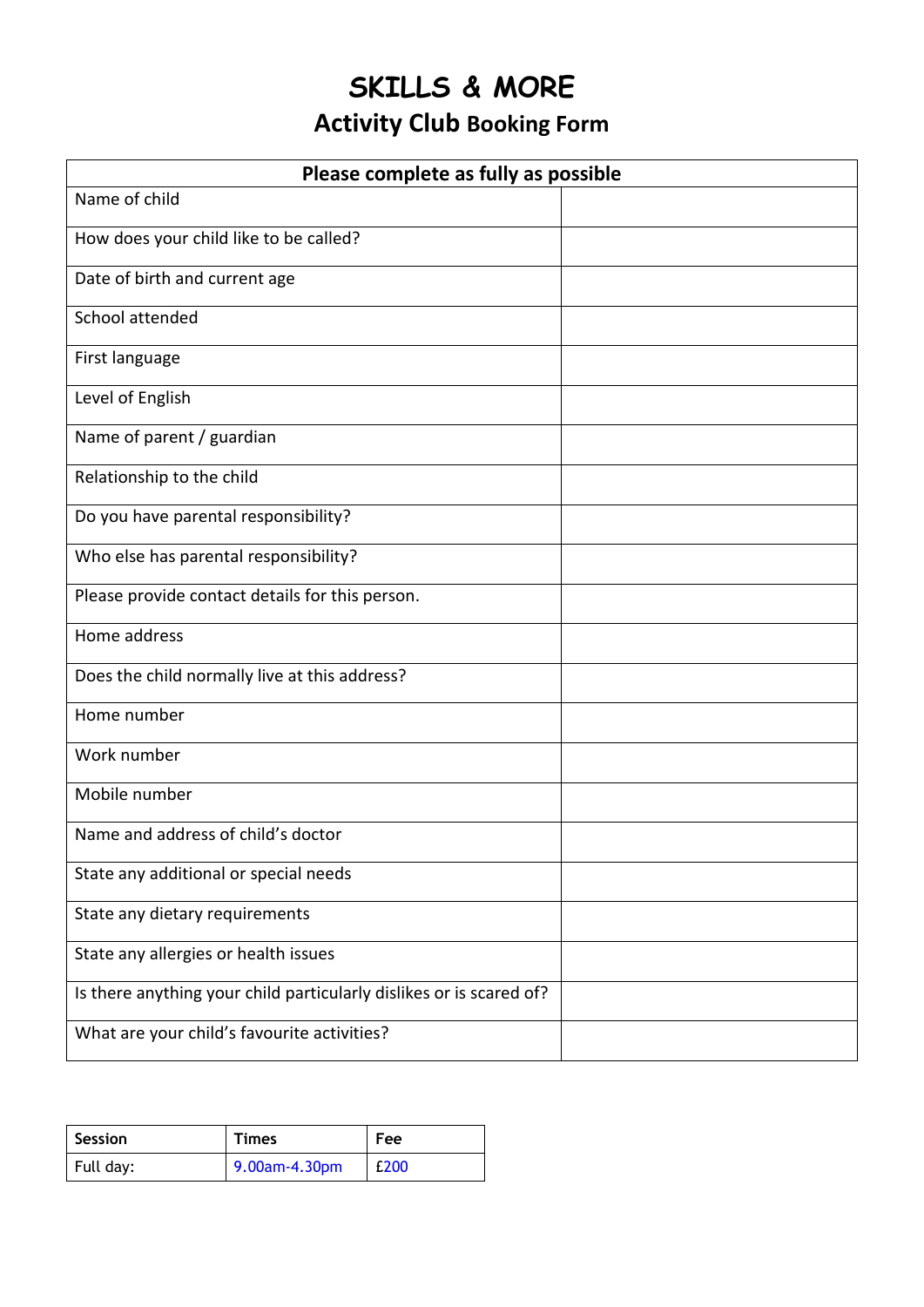# SKILLS & MORE

## Activity Club Booking Form

| Please complete as fully as possible | |
|---|---|
| Name of child | |
| How does your child like to be called? | |
| Date of birth and current age | |
| School attended | |
| First language | |
| Level of English | |
| Name of parent / guardian | |
| Relationship to the child | |
| Do you have parental responsibility? | |
| Who else has parental responsibility? | |
| Please provide contact details for this person. | |
| Home address | |
| Does the child normally live at this address? | |
| Home number | |
| Work number | |
| Mobile number | |
| Name and address of child's doctor | |
| State any additional or special needs | |
| State any dietary requirements | |
| State any allergies or health issues | |
| Is there anything your child particularly dislikes or is scared of? | |
| What are your child's favourite activities? | |

| Session | Times | Fee |
|---|---|---|
| Full day: | 9.00am-4.30pm | £200 |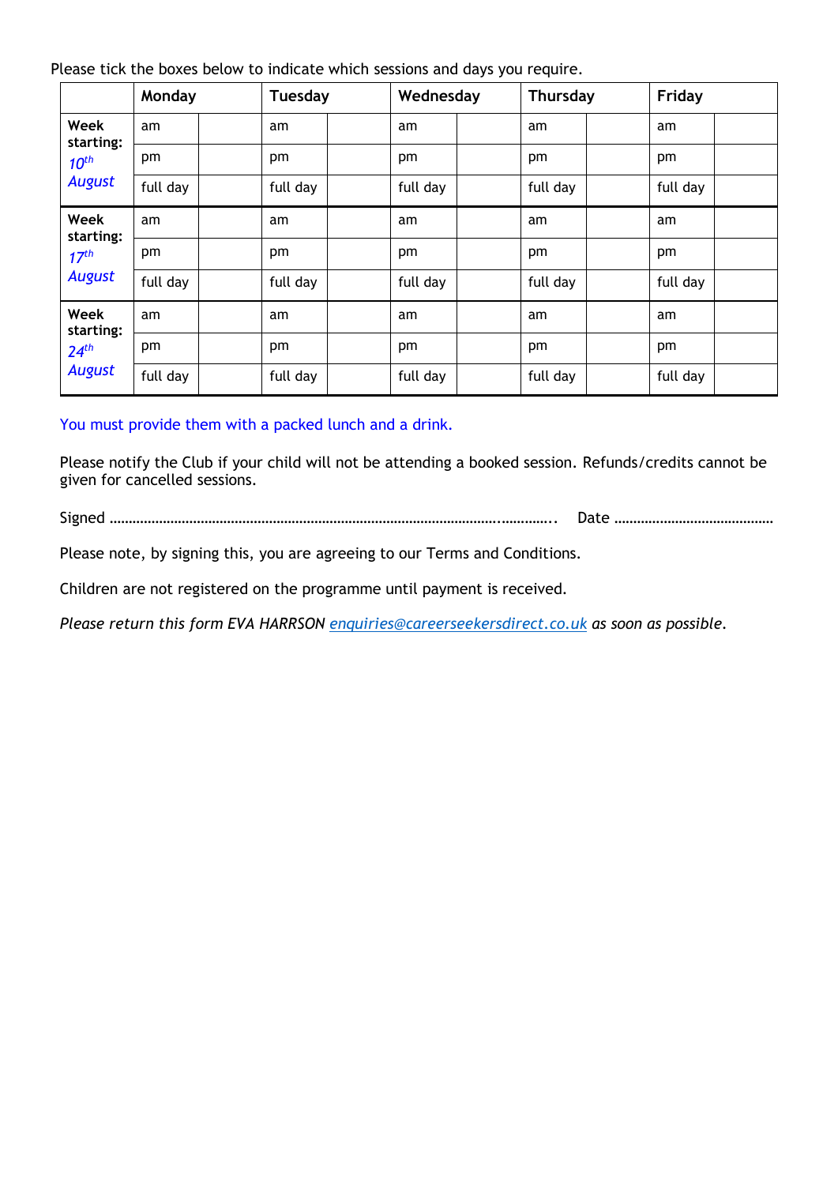Please tick the boxes below to indicate which sessions and days you require.

| | Monday | | Tuesday | | Wednesday | | Thursday | | Friday | |
|---|---|---|---|---|---|---|---|---|---|---|
| **Week starting:** *10th August* | am | | am | | am | | am | | am | |
| | pm | | pm | | pm | | pm | | pm | |
| | full day | | full day | | full day | | full day | | full day | |
| **Week starting:** *17th August* | am | | am | | am | | am | | am | |
| | pm | | pm | | pm | | pm | | pm | |
| | full day | | full day | | full day | | full day | | full day | |
| **Week starting:** *24th August* | am | | am | | am | | am | | am | |
| | pm | | pm | | pm | | pm | | pm | |
| | full day | | full day | | full day | | full day | | full day | |

You must provide them with a packed lunch and a drink.

Please notify the Club if your child will not be attending a booked session. Refunds/credits cannot be given for cancelled sessions.

Signed ………………………………………………………………………………………..………….. Date ……………………………………

Please note, by signing this, you are agreeing to our Terms and Conditions.

Children are not registered on the programme until payment is received.

*Please return this form EVA HARRSON enquiries@careerseekersdirect.co.uk as soon as possible.*